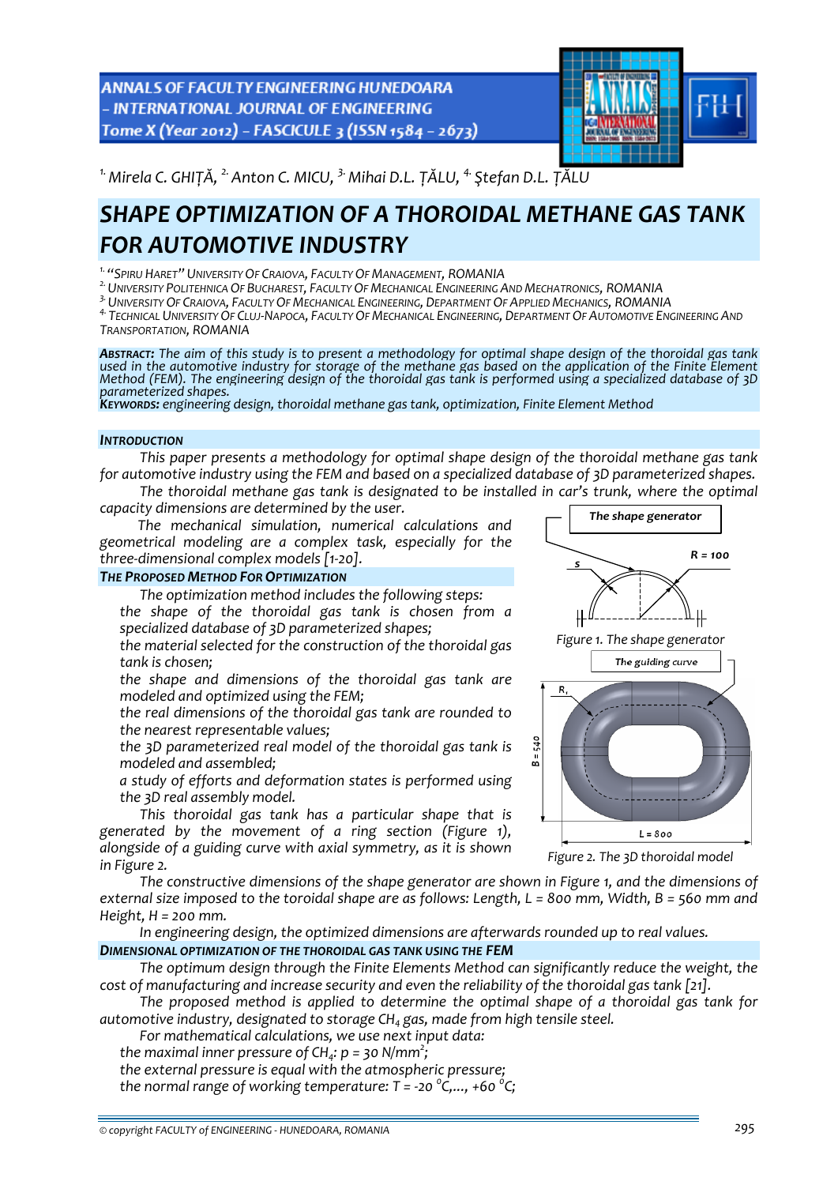[1.] Mirela C. GHIȚĂ, [2.] Anton C. MICU, [3.] Mihai D.L. ȚĂLU, [4.] Ștefan D.L. ȚĂLU

# SHAPE OPTIMIZATION OF A THOROIDAL METHANE GAS TANK FOR AUTOMOTIVE INDUSTRY

[1.] "SPIRU HARET" UNIVERSITY OF CRAIOVA, FACULTY OF MANAGEMENT, ROMANIA
[2.] UNIVERSITY POLITEHNICA OF BUCHAREST, FACULTY OF MECHANICAL ENGINEERING AND MECHATRONICS, ROMANIA
[3.] UNIVERSITY OF CRAIOVA, FACULTY OF MECHANICAL ENGINEERING, DEPARTMENT OF APPLIED MECHANICS, ROMANIA
[4.] TECHNICAL UNIVERSITY OF CLUJ-NAPOCA, FACULTY OF MECHANICAL ENGINEERING, DEPARTMENT OF AUTOMOTIVE ENGINEERING AND TRANSPORTATION, ROMANIA

***ABSTRACT:*** *The aim of this study is to present a methodology for optimal shape design of the thoroidal gas tank used in the automotive industry for storage of the methane gas based on the application of the Finite Element Method (FEM). The engineering design of the thoroidal gas tank is performed using a specialized database of 3D parameterized shapes.*
***KEYWORDS:*** *engineering design, thoroidal methane gas tank, optimization, Finite Element Method*

## INTRODUCTION

*This paper presents a methodology for optimal shape design of the thoroidal methane gas tank for automotive industry using the FEM and based on a specialized database of 3D parameterized shapes.*

*The thoroidal methane gas tank is designated to be installed in car's trunk, where the optimal capacity dimensions are determined by the user.*

*The mechanical simulation, numerical calculations and geometrical modeling are a complex task, especially for the three-dimensional complex models [1-20].*

## THE PROPOSED METHOD FOR OPTIMIZATION

*The optimization method includes the following steps:*

- *the shape of the thoroidal gas tank is chosen from a specialized database of 3D parameterized shapes;*
- *the material selected for the construction of the thoroidal gas tank is chosen;*
- *the shape and dimensions of the thoroidal gas tank are modeled and optimized using the FEM;*
- *the real dimensions of the thoroidal gas tank are rounded to the nearest representable values;*
- *the 3D parameterized real model of the thoroidal gas tank is modeled and assembled;*
- *a study of efforts and deformation states is performed using the 3D real assembly model.*

*This thoroidal gas tank has a particular shape that is generated by the movement of a ring section (Figure 1), alongside of a guiding curve with axial symmetry, as it is shown in Figure 2.*

The shape generator

R = 100

s

*Figure 1. The shape generator*

The guiding curve

$R_1$

B = 540

L = 800

*Figure 2. The 3D thoroidal model*

*The constructive dimensions of the shape generator are shown in Figure 1, and the dimensions of external size imposed to the toroidal shape are as follows: Length, L = 800 mm, Width, B = 560 mm and Height, H = 200 mm.*

*In engineering design, the optimized dimensions are afterwards rounded up to real values.*

## DIMENSIONAL OPTIMIZATION OF THE THOROIDAL GAS TANK USING THE FEM

*The optimum design through the Finite Elements Method can significantly reduce the weight, the cost of manufacturing and increase security and even the reliability of the thoroidal gas tank [21].*

*The proposed method is applied to determine the optimal shape of a thoroidal gas tank for automotive industry, designated to storage $CH_4$ gas, made from high tensile steel.*

*For mathematical calculations, we use next input data:*

- *the maximal inner pressure of $CH_4$: $p = 30\ N/mm^2$;*
- *the external pressure is equal with the atmospheric pressure;*
- *the normal range of working temperature: $T = -20\ ^{o}C, \ldots, +60\ ^{o}C$;*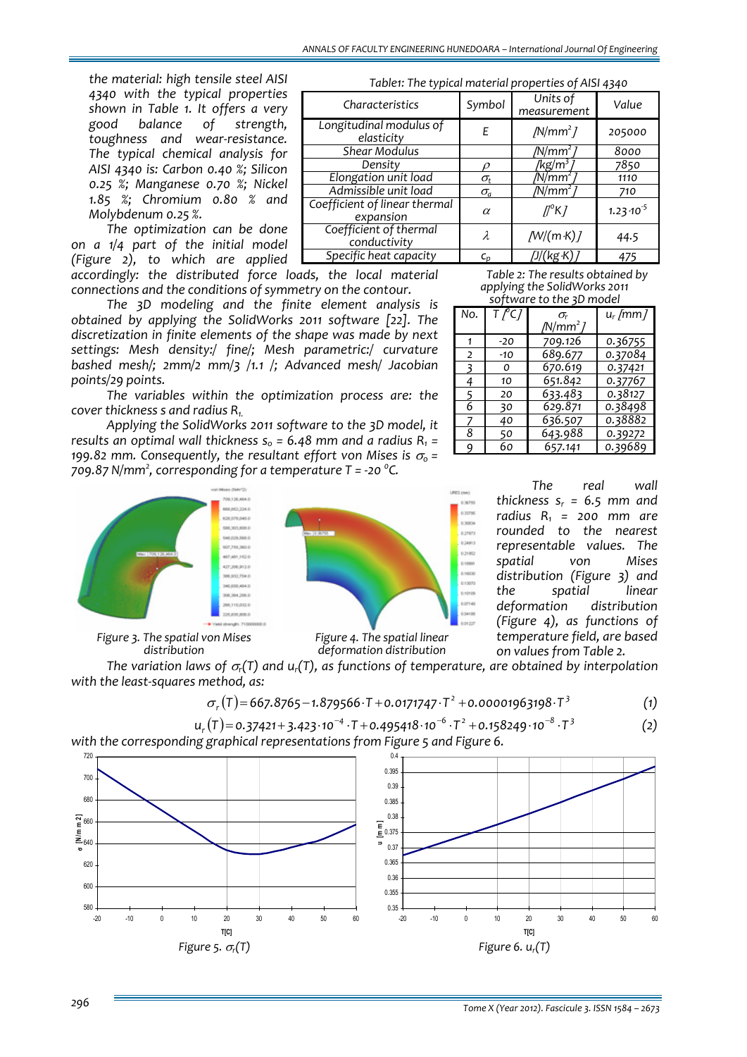the material: high tensile steel AISI 4340 with the typical properties shown in Table 1. It offers a very good balance of strength, toughness and wear-resistance. The typical chemical analysis for AISI 4340 is: Carbon 0.40 %; Silicon 0.25 %; Manganese 0.70 %; Nickel 1.85 %; Chromium 0.80 % and Molybdenum 0.25 %.

Table1: The typical material properties of AISI 4340

| Characteristics | Symbol | Units of measurement | Value |
|---|---|---|---|
| Longitudinal modulus of elasticity | $E$ | [N/mm$^2$] | 205000 |
| Shear Modulus | | [N/mm$^2$] | 8000 |
| Density | $\rho$ | [kg/m$^3$] | 7850 |
| Elongation unit load | $\sigma_t$ | [N/mm$^2$] | 1110 |
| Admissible unit load | $\sigma_a$ | [N/mm$^2$] | 710 |
| Coefficient of linear thermal expansion | $\alpha$ | [/$^o$K] | $1.23 \cdot 10^{-5}$ |
| Coefficient of thermal conductivity | $\lambda$ | [W/(m·K)] | 44.5 |
| Specific heat capacity | $c_p$ | [J/(kg·K)] | 475 |

The optimization can be done on a 1/4 part of the initial model (Figure 2), to which are applied accordingly: the distributed force loads, the local material connections and the conditions of symmetry on the contour.

The 3D modeling and the finite element analysis is obtained by applying the SolidWorks 2011 software [22]. The discretization in finite elements of the shape was made by next settings: Mesh density:/ fine/; Mesh parametric:/ curvature bashed mesh/; 2mm/2 mm/3 /1.1 /; Advanced mesh/ Jacobian points/29 points.

The variables within the optimization process are: the cover thickness s and radius $R_1$.

Applying the SolidWorks 2011 software to the 3D model, it results an optimal wall thickness $s_o$ = 6.48 mm and a radius $R_1$ = 199.82 mm. Consequently, the resultant effort von Mises is $\sigma_o$ = 709.87 N/mm$^2$, corresponding for a temperature T = -20 $^o$C.

Table 2: The results obtained by applying the SolidWorks 2011 software to the 3D model

| No. | T [$^o$C] | $\sigma_r$ [N/mm$^2$] | $u_r$ [mm] |
|---|---|---|---|
| 1 | -20 | 709.126 | 0.36755 |
| 2 | -10 | 689.677 | 0.37084 |
| 3 | 0 | 670.619 | 0.37421 |
| 4 | 10 | 651.842 | 0.37767 |
| 5 | 20 | 633.483 | 0.38127 |
| 6 | 30 | 629.871 | 0.38498 |
| 7 | 40 | 636.507 | 0.38882 |
| 8 | 50 | 643.988 | 0.39272 |
| 9 | 60 | 657.141 | 0.39689 |

Figure 3. The spatial von Mises distribution

Figure 4. The spatial linear deformation distribution

The real wall thickness $s_r$ = 6.5 mm and radius $R_1$ = 200 mm are rounded to the nearest representable values. The spatial von Mises distribution (Figure 3) and the spatial linear deformation distribution (Figure 4), as functions of temperature field, are based on values from Table 2.

The variation laws of $\sigma_r(T)$ and $u_r(T)$, as functions of temperature, are obtained by interpolation with the least-squares method, as:

$$\sigma_r(T) = 667.8765 - 1.879566 \cdot T + 0.0171747 \cdot T^2 + 0.00001963198 \cdot T^3 \quad (1)$$

$$u_r(T) = 0.37421 + 3.423 \cdot 10^{-4} \cdot T + 0.495418 \cdot 10^{-6} \cdot T^2 + 0.158249 \cdot 10^{-8} \cdot T^3 \quad (2)$$

with the corresponding graphical representations from Figure 5 and Figure 6.

Figure 5. $\sigma_r(T)$

Figure 6. $u_r(T)$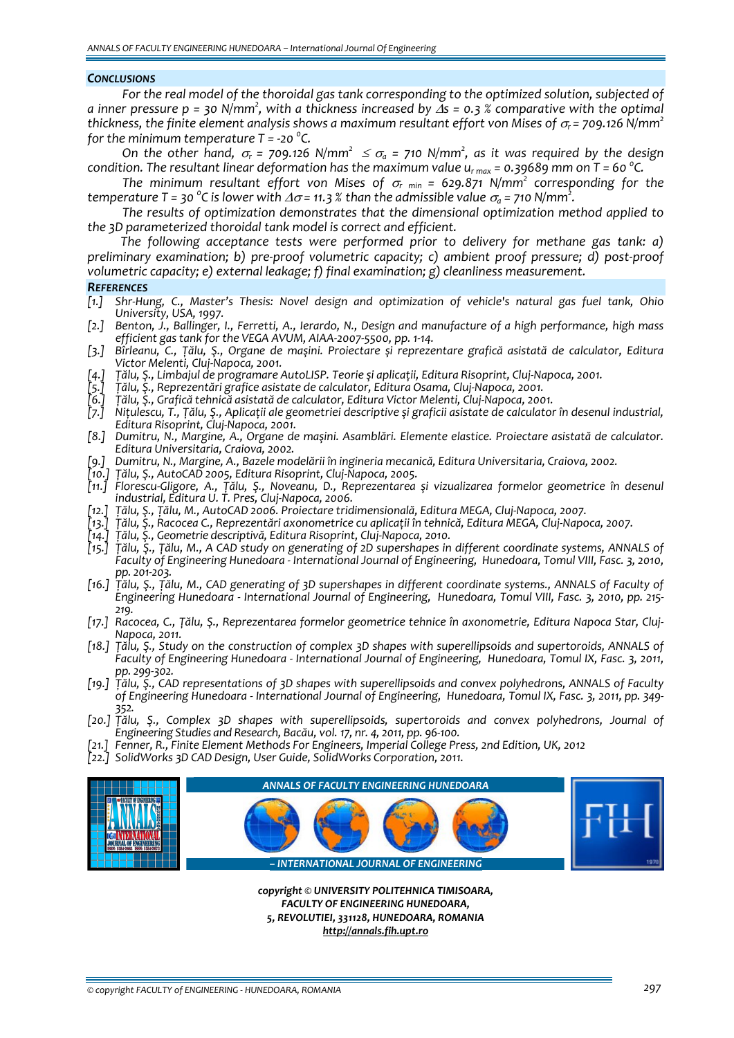## CONCLUSIONS

For the real model of the thoroidal gas tank corresponding to the optimized solution, subjected of a inner pressure $p = 30$ N/mm$^2$, with a thickness increased by $\Delta s = 0.3$ % comparative with the optimal thickness, the finite element analysis shows a maximum resultant effort von Mises of $\sigma_r = 709.126$ N/mm$^2$ for the minimum temperature $T = -20$ $^0$C.

On the other hand, $\sigma_r = 709.126$ N/mm$^2$ $\leq \sigma_a = 710$ N/mm$^2$, as it was required by the design condition. The resultant linear deformation has the maximum value $u_{r\ max} = 0.39689$ mm on $T = 60$ $^0$C.

The minimum resultant effort von Mises of $\sigma_{r\ min} = 629.871$ N/mm$^2$ corresponding for the temperature $T = 30$ $^0$C is lower with $\Delta\sigma = 11.3$ % than the admissible value $\sigma_a = 710$ N/mm$^2$.

The results of optimization demonstrates that the dimensional optimization method applied to the 3D parameterized thoroidal tank model is correct and efficient.

The following acceptance tests were performed prior to delivery for methane gas tank: a) preliminary examination; b) pre-proof volumetric capacity; c) ambient proof pressure; d) post-proof volumetric capacity; e) external leakage; f) final examination; g) cleanliness measurement.

## REFERENCES

[1.] Shr-Hung, C., Master's Thesis: Novel design and optimization of vehicle's natural gas fuel tank, Ohio University, USA, 1997.

[2.] Benton, J., Ballinger, I., Ferretti, A., Ierardo, N., Design and manufacture of a high performance, high mass efficient gas tank for the VEGA AVUM, AIAA-2007-5500, pp. 1-14.

[3.] Bîrleanu, C., Ţălu, Ş., Organe de maşini. Proiectare şi reprezentare grafică asistată de calculator, Editura Victor Melenti, Cluj-Napoca, 2001.

[4.] Ţălu, Ş., Limbajul de programare AutoLISP. Teorie şi aplicaţii, Editura Risoprint, Cluj-Napoca, 2001.

[5.] Ţălu, Ş., Reprezentări grafice asistate de calculator, Editura Osama, Cluj-Napoca, 2001.

[6.] Ţălu, Ş., Grafică tehnică asistată de calculator, Editura Victor Melenti, Cluj-Napoca, 2001.

[7.] Niţulescu, T., Ţălu, Ş., Aplicaţii ale geometriei descriptive şi graficii asistate de calculator în desenul industrial, Editura Risoprint, Cluj-Napoca, 2001.

[8.] Dumitru, N., Margine, A., Organe de maşini. Asamblări. Elemente elastice. Proiectare asistată de calculator. Editura Universitaria, Craiova, 2002.

[9.] Dumitru, N., Margine, A., Bazele modelării în ingineria mecanică, Editura Universitaria, Craiova, 2002.

[10.] Ţălu, Ş., AutoCAD 2005, Editura Risoprint, Cluj-Napoca, 2005.

[11.] Florescu-Gligore, A., Ţălu, Ş., Noveanu, D., Reprezentarea şi vizualizarea formelor geometrice în desenul industrial, Editura U. T. Pres, Cluj-Napoca, 2006.

[12.] Ţălu, Ş., Ţălu, M., AutoCAD 2006. Proiectare tridimensională, Editura MEGA, Cluj-Napoca, 2007.

[13.] Ţălu, Ş., Racocea C., Reprezentări axonometrice cu aplicaţii în tehnică, Editura MEGA, Cluj-Napoca, 2007.

[14.] Ţălu, Ş., Geometrie descriptivă, Editura Risoprint, Cluj-Napoca, 2010.

[15.] Ţălu, Ş., Ţălu, M., A CAD study on generating of 2D supershapes in different coordinate systems, ANNALS of Faculty of Engineering Hunedoara - International Journal of Engineering, Hunedoara, Tomul VIII, Fasc. 3, 2010, pp. 201-203.

[16.] Ţălu, Ş., Ţălu, M., CAD generating of 3D supershapes in different coordinate systems., ANNALS of Faculty of Engineering Hunedoara - International Journal of Engineering, Hunedoara, Tomul VIII, Fasc. 3, 2010, pp. 215-219.

[17.] Racocea, C., Ţălu, Ş., Reprezentarea formelor geometrice tehnice în axonometrie, Editura Napoca Star, Cluj-Napoca, 2011.

[18.] Ţălu, Ş., Study on the construction of complex 3D shapes with superellipsoids and supertoroids, ANNALS of Faculty of Engineering Hunedoara - International Journal of Engineering, Hunedoara, Tomul IX, Fasc. 3, 2011, pp. 299-302.

[19.] Ţălu, Ş., CAD representations of 3D shapes with superellipsoids and convex polyhedrons, ANNALS of Faculty of Engineering Hunedoara - International Journal of Engineering, Hunedoara, Tomul IX, Fasc. 3, 2011, pp. 349-352.

[20.] Ţălu, Ş., Complex 3D shapes with superellipsoids, supertoroids and convex polyhedrons, Journal of Engineering Studies and Research, Bacău, vol. 17, nr. 4, 2011, pp. 96-100.

[21.] Fenner, R., Finite Element Methods For Engineers, Imperial College Press, 2nd Edition, UK, 2012

[22.] SolidWorks 3D CAD Design, User Guide, SolidWorks Corporation, 2011.

ANNALS OF FACULTY ENGINEERING HUNEDOARA

– INTERNATIONAL JOURNAL OF ENGINEERING

**copyright © UNIVERSITY POLITEHNICA TIMISOARA,**
**FACULTY OF ENGINEERING HUNEDOARA,**
**5, REVOLUTIEI, 331128, HUNEDOARA, ROMANIA**
**http://annals.fih.upt.ro**